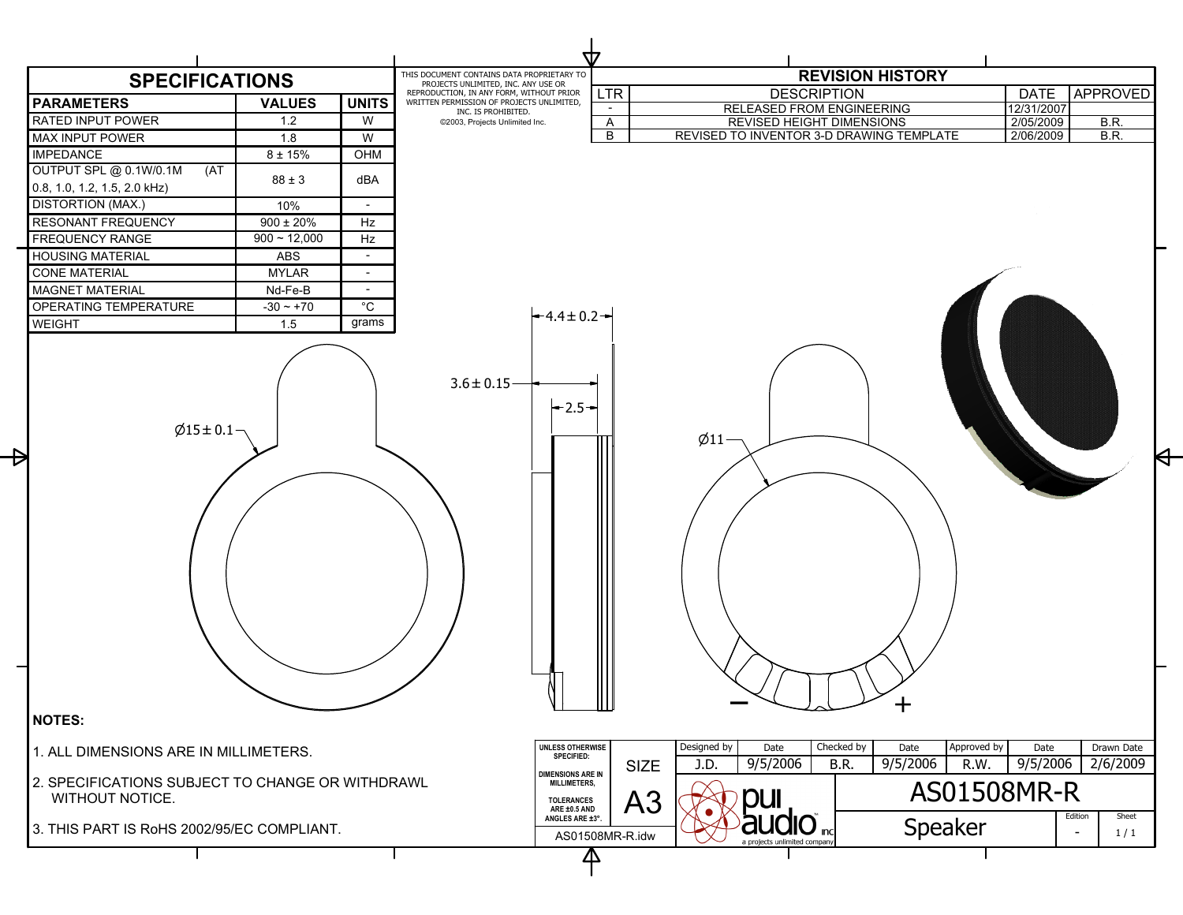## SPECIFICATIONS

| PARAMETERS | VALUES | UNITS |
|---|---|---|
| RATED INPUT POWER | 1.2 | W |
| MAX INPUT POWER | 1.8 | W |
| IMPEDANCE | 8 ± 15% | OHM |
| OUTPUT SPL @ 0.1W/0.1M (AT 0.8, 1.0, 1.2, 1.5, 2.0 kHz) | 88 ± 3 | dBA |
| DISTORTION (MAX.) | 10% | - |
| RESONANT FREQUENCY | 900 ± 20% | Hz |
| FREQUENCY RANGE | 900 ~ 12,000 | Hz |
| HOUSING MATERIAL | ABS | - |
| CONE MATERIAL | MYLAR | - |
| MAGNET MATERIAL | Nd-Fe-B | - |
| OPERATING TEMPERATURE | -30 ~ +70 | °C |
| WEIGHT | 1.5 | grams |

THIS DOCUMENT CONTAINS DATA PROPRIETARY TO PROJECTS UNLIMITED, INC. ANY USE OR REPRODUCTION, IN ANY FORM, WITHOUT PRIOR WRITTEN PERMISSION OF PROJECTS UNLIMITED, INC. IS PROHIBITED.
©2003, Projects Unlimited Inc.

## REVISION HISTORY

| LTR | DESCRIPTION | DATE | APPROVED |
|---|---|---|---|
| - | RELEASED FROM ENGINEERING | 12/31/2007 | |
| A | REVISED HEIGHT DIMENSIONS | 2/05/2009 | B.R. |
| B | REVISED TO INVENTOR 3-D DRAWING TEMPLATE | 2/06/2009 | B.R. |

Ø15 ± 0.1

4.4 ± 0.2

3.6 ± 0.15

2.5

Ø11

− +

**NOTES:**

1. ALL DIMENSIONS ARE IN MILLIMETERS.
2. SPECIFICATIONS SUBJECT TO CHANGE OR WITHDRAWL WITHOUT NOTICE.
3. THIS PART IS RoHS 2002/95/EC COMPLIANT.

UNLESS OTHERWISE SPECIFIED:
DIMENSIONS ARE IN MILLIMETERS,
TOLERANCES ARE ±0.5 AND ANGLES ARE ±3°.

SIZE: A3

AS01508MR-R.idw

| Designed by | Date | Checked by | Date | Approved by | Date | Drawn Date |
|---|---|---|---|---|---|---|
| J.D. | 9/5/2006 | B.R. | 9/5/2006 | R.W. | 9/5/2006 | 2/6/2009 |

pui audio inc — a projects unlimited company

AS01508MR-R

Speaker

Edition: -

Sheet: 1 / 1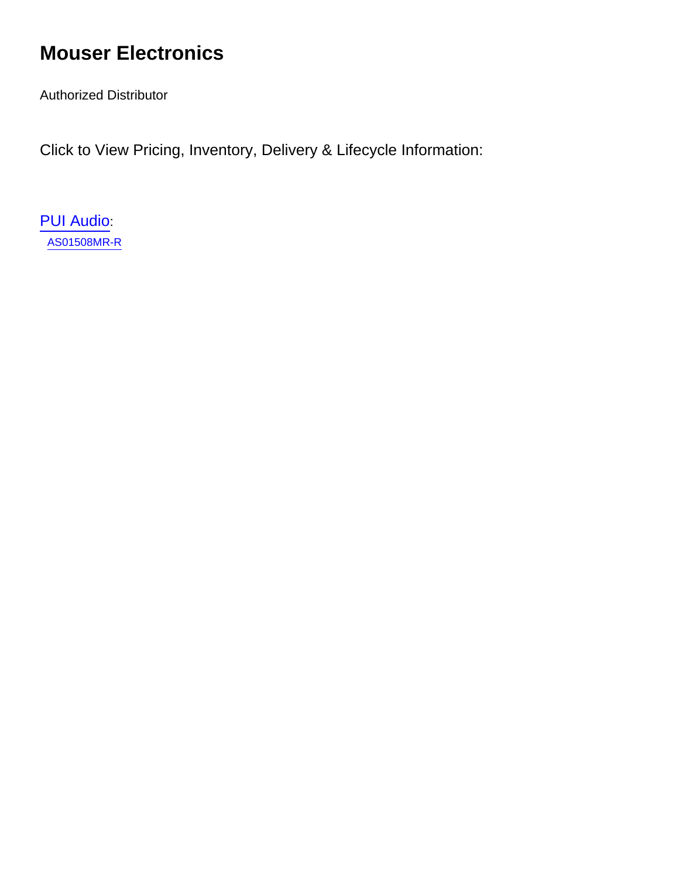# Mouser Electronics

Authorized Distributor

Click to View Pricing, Inventory, Delivery & Lifecycle Information:

PUI Audio:

AS01508MR-R